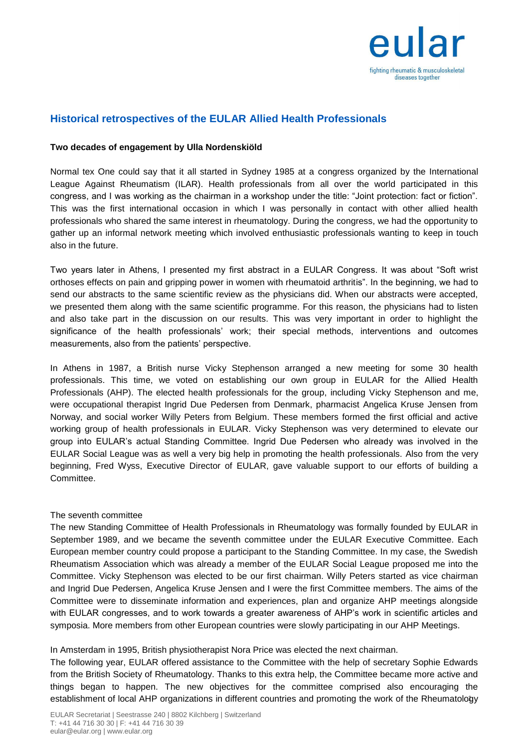## Historical retrospectives of the EULAR Allied Health Professionals

**Two decades of engagement by Ulla Nordenskiöld**

Normal tex One could say that it all started in Sydney 1985 at a congress organized by the International League Against Rheumatism (ILAR). Health professionals from all over the world participated in this congress, and I was working as the chairman in a workshop under the title: "Joint protection: fact or fiction". This was the first international occasion in which I was personally in contact with other allied health professionals who shared the same interest in rheumatology. During the congress, we had the opportunity to gather up an informal network meeting which involved enthusiastic professionals wanting to keep in touch also in the future.

Two years later in Athens, I presented my first abstract in a EULAR Congress. It was about "Soft wrist orthoses effects on pain and gripping power in women with rheumatoid arthritis". In the beginning, we had to send our abstracts to the same scientific review as the physicians did. When our abstracts were accepted, we presented them along with the same scientific programme. For this reason, the physicians had to listen and also take part in the discussion on our results. This was very important in order to highlight the significance of the health professionals' work; their special methods, interventions and outcomes measurements, also from the patients' perspective.

In Athens in 1987, a British nurse Vicky Stephenson arranged a new meeting for some 30 health professionals. This time, we voted on establishing our own group in EULAR for the Allied Health Professionals (AHP). The elected health professionals for the group, including Vicky Stephenson and me, were occupational therapist Ingrid Due Pedersen from Denmark, pharmacist Angelica Kruse Jensen from Norway, and social worker Willy Peters from Belgium. These members formed the first official and active working group of health professionals in EULAR. Vicky Stephenson was very determined to elevate our group into EULAR's actual Standing Committee. Ingrid Due Pedersen who already was involved in the EULAR Social League was as well a very big help in promoting the health professionals. Also from the very beginning, Fred Wyss, Executive Director of EULAR, gave valuable support to our efforts of building a Committee.

The seventh committee

The new Standing Committee of Health Professionals in Rheumatology was formally founded by EULAR in September 1989, and we became the seventh committee under the EULAR Executive Committee. Each European member country could propose a participant to the Standing Committee. In my case, the Swedish Rheumatism Association which was already a member of the EULAR Social League proposed me into the Committee. Vicky Stephenson was elected to be our first chairman. Willy Peters started as vice chairman and Ingrid Due Pedersen, Angelica Kruse Jensen and I were the first Committee members. The aims of the Committee were to disseminate information and experiences, plan and organize AHP meetings alongside with EULAR congresses, and to work towards a greater awareness of AHP's work in scientific articles and symposia. More members from other European countries were slowly participating in our AHP Meetings.

In Amsterdam in 1995, British physiotherapist Nora Price was elected the next chairman.

The following year, EULAR offered assistance to the Committee with the help of secretary Sophie Edwards from the British Society of Rheumatology. Thanks to this extra help, the Committee became more active and things began to happen. The new objectives for the committee comprised also encouraging the establishment of local AHP organizations in different countries and promoting the work of the Rheumatology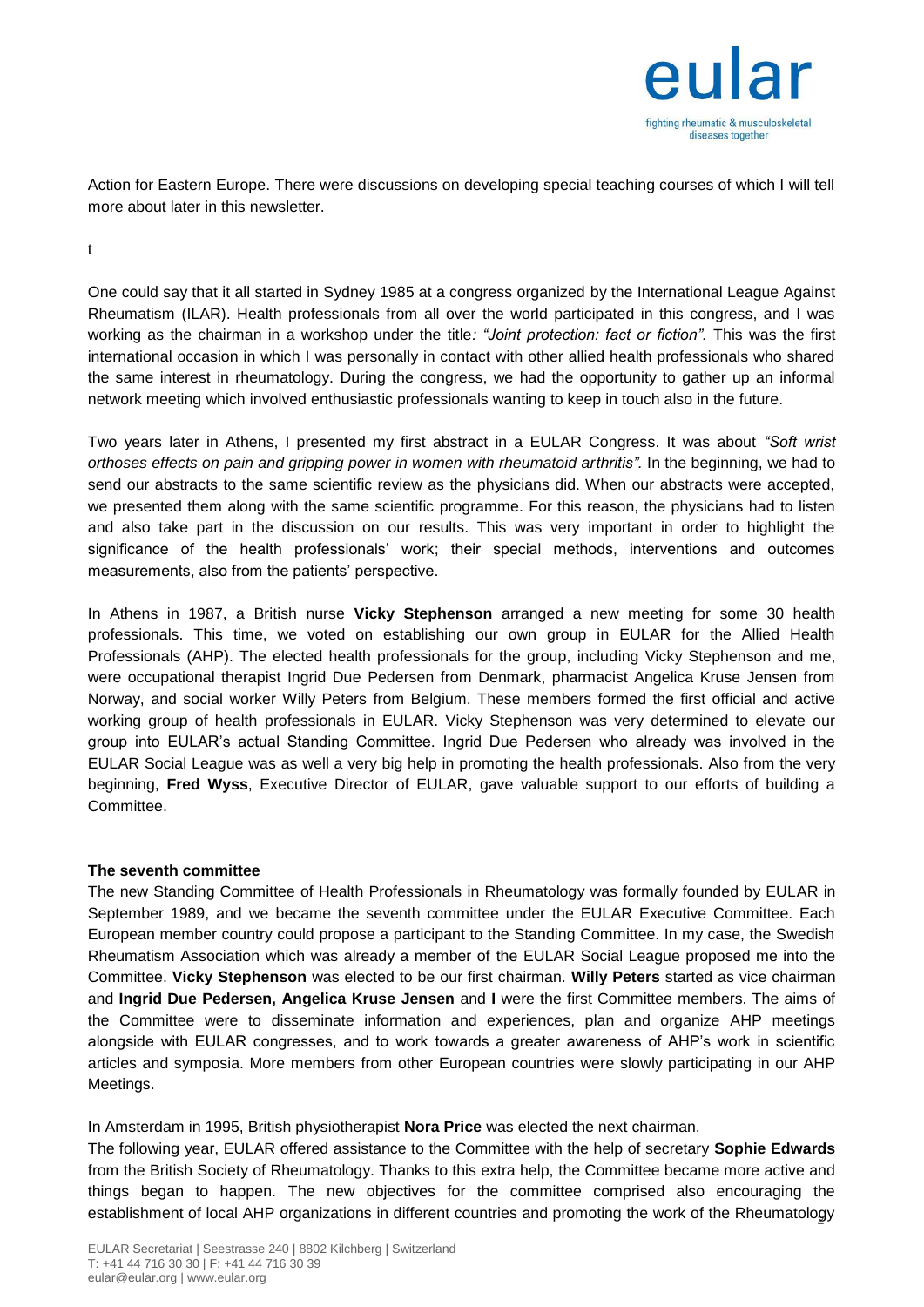Action for Eastern Europe. There were discussions on developing special teaching courses of which I will tell more about later in this newsletter.

t

One could say that it all started in Sydney 1985 at a congress organized by the International League Against Rheumatism (ILAR). Health professionals from all over the world participated in this congress, and I was working as the chairman in a workshop under the title*: "Joint protection: fact or fiction".* This was the first international occasion in which I was personally in contact with other allied health professionals who shared the same interest in rheumatology. During the congress, we had the opportunity to gather up an informal network meeting which involved enthusiastic professionals wanting to keep in touch also in the future.

Two years later in Athens, I presented my first abstract in a EULAR Congress. It was about *"Soft wrist orthoses effects on pain and gripping power in women with rheumatoid arthritis".* In the beginning, we had to send our abstracts to the same scientific review as the physicians did. When our abstracts were accepted, we presented them along with the same scientific programme. For this reason, the physicians had to listen and also take part in the discussion on our results. This was very important in order to highlight the significance of the health professionals' work; their special methods, interventions and outcomes measurements, also from the patients' perspective.

In Athens in 1987, a British nurse **Vicky Stephenson** arranged a new meeting for some 30 health professionals. This time, we voted on establishing our own group in EULAR for the Allied Health Professionals (AHP). The elected health professionals for the group, including Vicky Stephenson and me, were occupational therapist Ingrid Due Pedersen from Denmark, pharmacist Angelica Kruse Jensen from Norway, and social worker Willy Peters from Belgium. These members formed the first official and active working group of health professionals in EULAR. Vicky Stephenson was very determined to elevate our group into EULAR's actual Standing Committee. Ingrid Due Pedersen who already was involved in the EULAR Social League was as well a very big help in promoting the health professionals. Also from the very beginning, **Fred Wyss**, Executive Director of EULAR, gave valuable support to our efforts of building a Committee.

**The seventh committee**

The new Standing Committee of Health Professionals in Rheumatology was formally founded by EULAR in September 1989, and we became the seventh committee under the EULAR Executive Committee. Each European member country could propose a participant to the Standing Committee. In my case, the Swedish Rheumatism Association which was already a member of the EULAR Social League proposed me into the Committee. **Vicky Stephenson** was elected to be our first chairman. **Willy Peters** started as vice chairman and **Ingrid Due Pedersen, Angelica Kruse Jensen** and **I** were the first Committee members. The aims of the Committee were to disseminate information and experiences, plan and organize AHP meetings alongside with EULAR congresses, and to work towards a greater awareness of AHP's work in scientific articles and symposia. More members from other European countries were slowly participating in our AHP Meetings.

In Amsterdam in 1995, British physiotherapist **Nora Price** was elected the next chairman.

The following year, EULAR offered assistance to the Committee with the help of secretary **Sophie Edwards** from the British Society of Rheumatology. Thanks to this extra help, the Committee became more active and things began to happen. The new objectives for the committee comprised also encouraging the establishment of local AHP organizations in different countries and promoting the work of the Rheumatology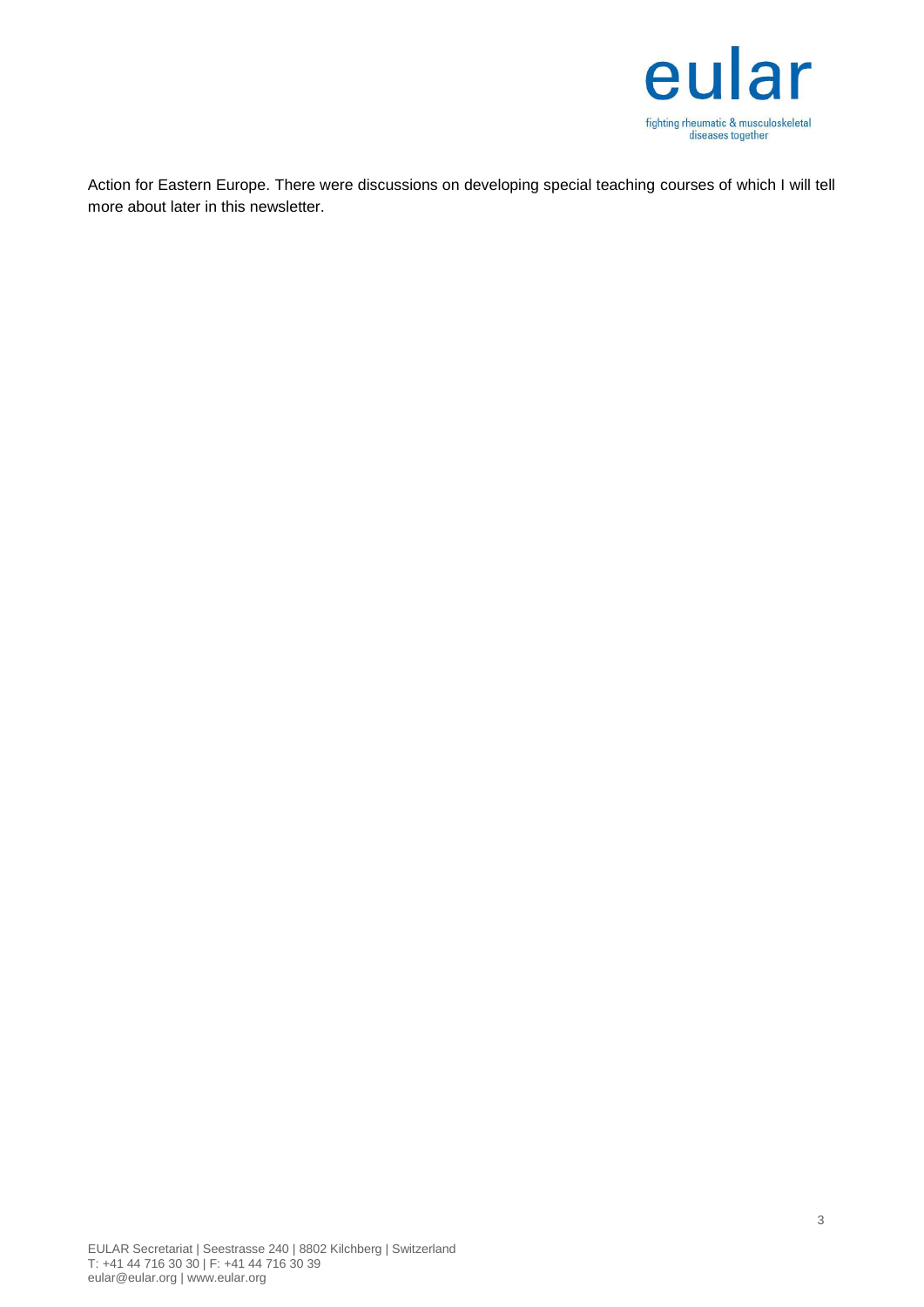Action for Eastern Europe. There were discussions on developing special teaching courses of which I will tell more about later in this newsletter.